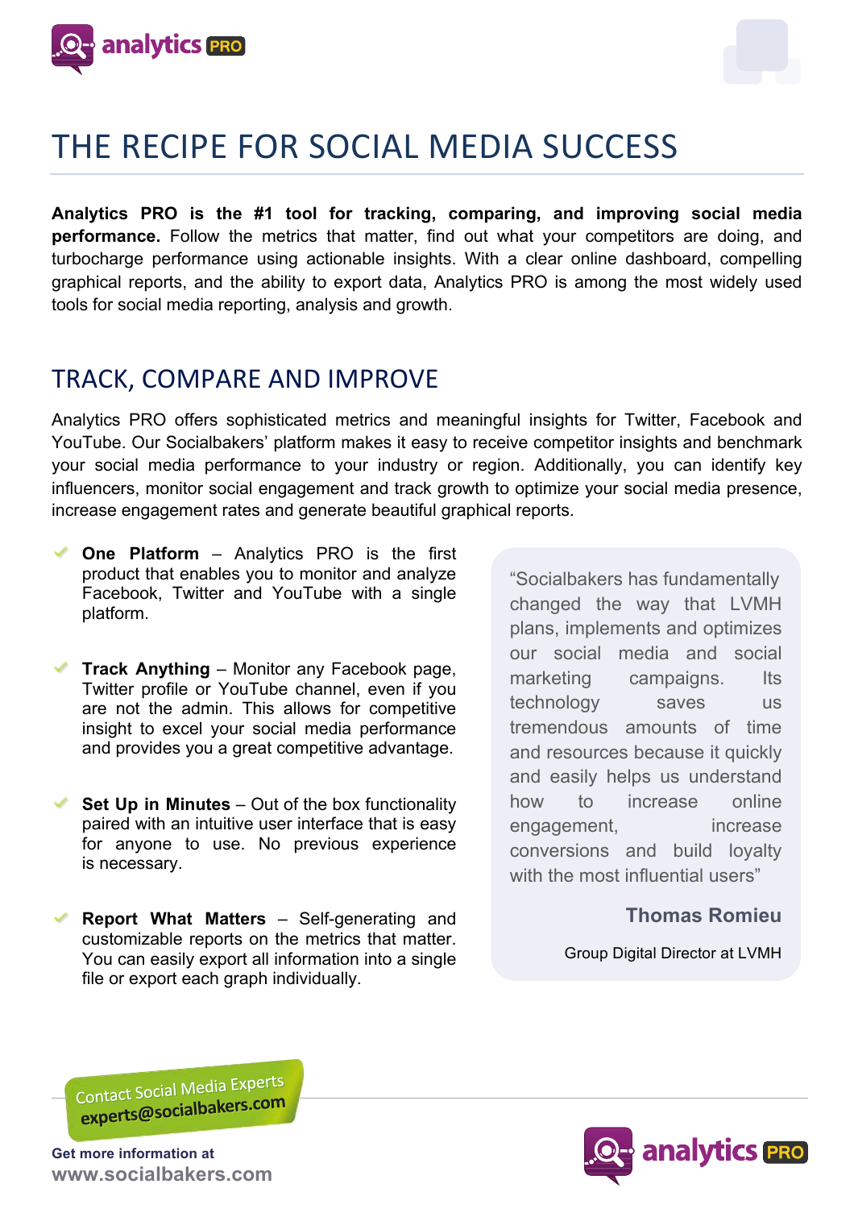# THE RECIPE FOR SOCIAL MEDIA SUCCESS

**Analytics PRO is the #1 tool for tracking, comparing, and improving social media performance.** Follow the metrics that matter, find out what your competitors are doing, and turbocharge performance using actionable insights. With a clear online dashboard, compelling graphical reports, and the ability to export data, Analytics PRO is among the most widely used tools for social media reporting, analysis and growth.

## TRACK, COMPARE AND IMPROVE

Analytics PRO offers sophisticated metrics and meaningful insights for Twitter, Facebook and YouTube. Our Socialbakers' platform makes it easy to receive competitor insights and benchmark your social media performance to your industry or region. Additionally, you can identify key influencers, monitor social engagement and track growth to optimize your social media presence, increase engagement rates and generate beautiful graphical reports.

- **One Platform** – Analytics PRO is the first product that enables you to monitor and analyze Facebook, Twitter and YouTube with a single platform.
- **Track Anything** – Monitor any Facebook page, Twitter profile or YouTube channel, even if you are not the admin. This allows for competitive insight to excel your social media performance and provides you a great competitive advantage.
- **Set Up in Minutes** – Out of the box functionality paired with an intuitive user interface that is easy for anyone to use. No previous experience is necessary.
- **Report What Matters** – Self-generating and customizable reports on the metrics that matter. You can easily export all information into a single file or export each graph individually.

> "Socialbakers has fundamentally changed the way that LVMH plans, implements and optimizes our social media and social marketing campaigns. Its technology saves us tremendous amounts of time and resources because it quickly and easily helps us understand how to increase online engagement, increase conversions and build loyalty with the most influential users"
>
> **Thomas Romieu**
>
> Group Digital Director at LVMH

Contact Social Media Experts
experts@socialbakers.com

**Get more information at**
**www.socialbakers.com**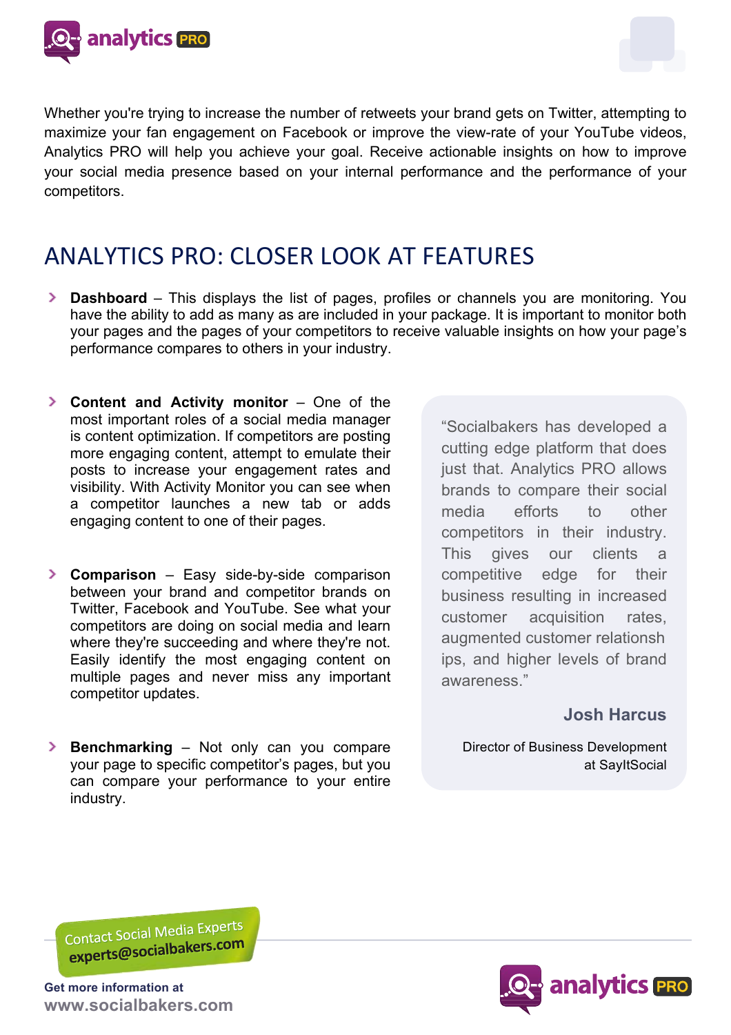Whether you're trying to increase the number of retweets your brand gets on Twitter, attempting to maximize your fan engagement on Facebook or improve the view-rate of your YouTube videos, Analytics PRO will help you achieve your goal. Receive actionable insights on how to improve your social media presence based on your internal performance and the performance of your competitors.

# ANALYTICS PRO: CLOSER LOOK AT FEATURES

- **Dashboard** – This displays the list of pages, profiles or channels you are monitoring. You have the ability to add as many as are included in your package. It is important to monitor both your pages and the pages of your competitors to receive valuable insights on how your page's performance compares to others in your industry.

- **Content and Activity monitor** – One of the most important roles of a social media manager is content optimization. If competitors are posting more engaging content, attempt to emulate their posts to increase your engagement rates and visibility. With Activity Monitor you can see when a competitor launches a new tab or adds engaging content to one of their pages.

- **Comparison** – Easy side-by-side comparison between your brand and competitor brands on Twitter, Facebook and YouTube. See what your competitors are doing on social media and learn where they're succeeding and where they're not. Easily identify the most engaging content on multiple pages and never miss any important competitor updates.

- **Benchmarking** – Not only can you compare your page to specific competitor's pages, but you can compare your performance to your entire industry.

> "Socialbakers has developed a cutting edge platform that does just that. Analytics PRO allows brands to compare their social media efforts to other competitors in their industry. This gives our clients a competitive edge for their business resulting in increased customer acquisition rates, augmented customer relationsh ips, and higher levels of brand awareness."
>
> **Josh Harcus**
>
> Director of Business Development at SayItSocial

Contact Social Media Experts
experts@socialbakers.com

Get more information at
www.socialbakers.com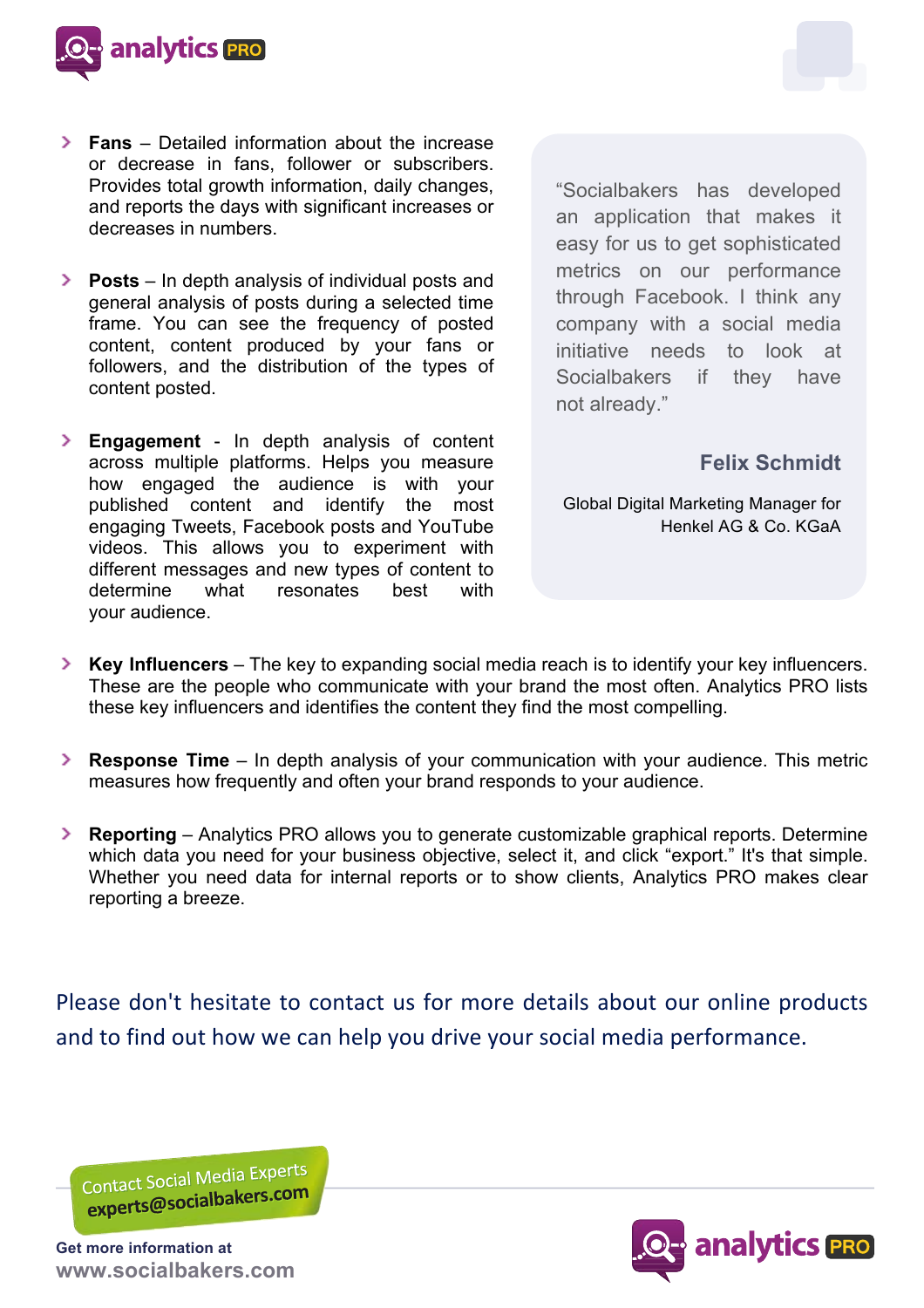- **Fans** – Detailed information about the increase or decrease in fans, follower or subscribers. Provides total growth information, daily changes, and reports the days with significant increases or decreases in numbers.

- **Posts** – In depth analysis of individual posts and general analysis of posts during a selected time frame. You can see the frequency of posted content, content produced by your fans or followers, and the distribution of the types of content posted.

- **Engagement** - In depth analysis of content across multiple platforms. Helps you measure how engaged the audience is with your published content and identify the most engaging Tweets, Facebook posts and YouTube videos. This allows you to experiment with different messages and new types of content to determine what resonates best with your audience.

> "Socialbakers has developed an application that makes it easy for us to get sophisticated metrics on our performance through Facebook. I think any company with a social media initiative needs to look at Socialbakers if they have not already."
>
> **Felix Schmidt**
>
> Global Digital Marketing Manager for Henkel AG & Co. KGaA

- **Key Influencers** – The key to expanding social media reach is to identify your key influencers. These are the people who communicate with your brand the most often. Analytics PRO lists these key influencers and identifies the content they find the most compelling.

- **Response Time** – In depth analysis of your communication with your audience. This metric measures how frequently and often your brand responds to your audience.

- **Reporting** – Analytics PRO allows you to generate customizable graphical reports. Determine which data you need for your business objective, select it, and click "export." It's that simple. Whether you need data for internal reports or to show clients, Analytics PRO makes clear reporting a breeze.

Please don't hesitate to contact us for more details about our online products and to find out how we can help you drive your social media performance.

Contact Social Media Experts
experts@socialbakers.com

**Get more information at**
**www.socialbakers.com**